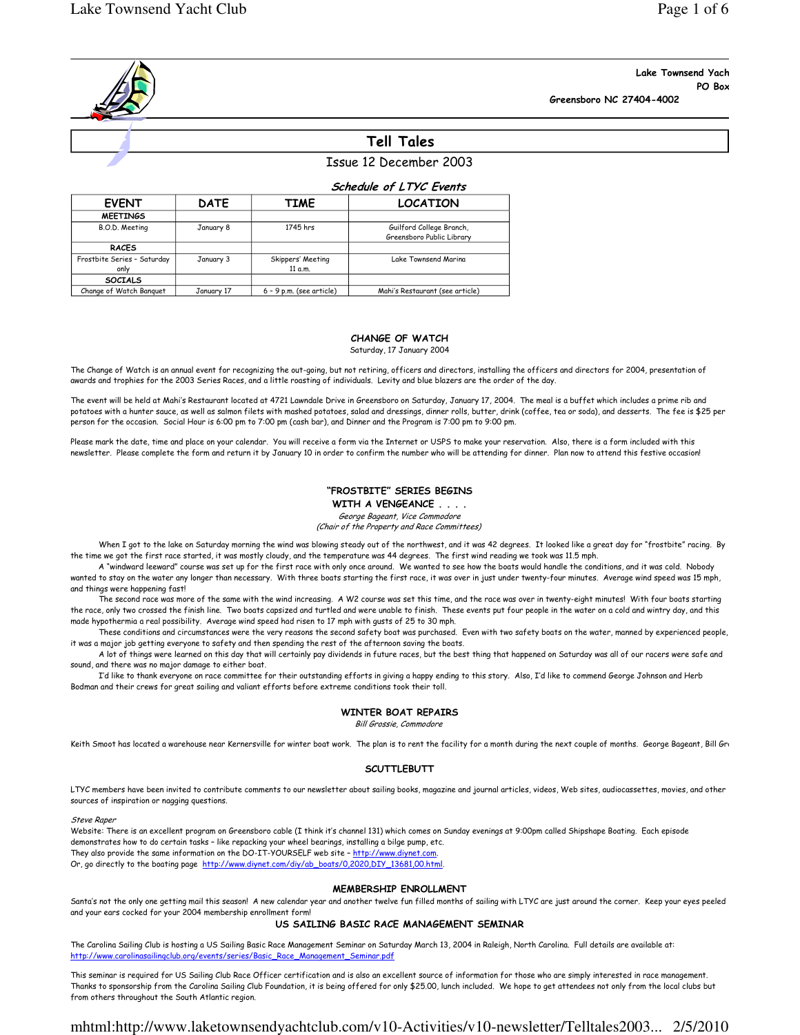Lake Townsend Yach
PO Box
Greensboro NC 27404-4002

# Tell Tales

Issue 12 December 2003

### *Schedule of LTYC Events*

| EVENT | DATE | TIME | LOCATION |
|---|---|---|---|
| **MEETINGS** | | | |
| B.O.D. Meeting | January 8 | 1745 hrs | Guilford College Branch, Greensboro Public Library |
| **RACES** | | | |
| Frostbite Series – Saturday only | January 3 | Skippers' Meeting 11 a.m. | Lake Townsend Marina |
| **SOCIALS** | | | |
| Change of Watch Banquet | January 17 | 6 – 9 p.m. (see article) | Mahi's Restaurant (see article) |

## CHANGE OF WATCH

Saturday, 17 January 2004

The Change of Watch is an annual event for recognizing the out-going, but not retiring, officers and directors, installing the officers and directors for 2004, presentation of awards and trophies for the 2003 Series Races, and a little roasting of individuals. Levity and blue blazers are the order of the day.

The event will be held at Mahi's Restaurant located at 4721 Lawndale Drive in Greensboro on Saturday, January 17, 2004. The meal is a buffet which includes a prime rib and potatoes with a hunter sauce, as well as salmon filets with mashed potatoes, salad and dressings, dinner rolls, butter, drink (coffee, tea or soda), and desserts. The fee is $25 per person for the occasion. Social Hour is 6:00 pm to 7:00 pm (cash bar), and Dinner and the Program is 7:00 pm to 9:00 pm.

Please mark the date, time and place on your calendar. You will receive a form via the Internet or USPS to make your reservation. Also, there is a form included with this newsletter. Please complete the form and return it by January 10 in order to confirm the number who will be attending for dinner. Plan now to attend this festive occasion!

## "FROSTBITE" SERIES BEGINS WITH A VENGEANCE . . . .

*George Bageant, Vice Commodore*
*(Chair of the Property and Race Committees)*

When I got to the lake on Saturday morning the wind was blowing steady out of the northwest, and it was 42 degrees. It looked like a great day for "frostbite" racing. By the time we got the first race started, it was mostly cloudy, and the temperature was 44 degrees. The first wind reading we took was 11.5 mph.

A "windward leeward" course was set up for the first race with only once around. We wanted to see how the boats would handle the conditions, and it was cold. Nobody wanted to stay on the water any longer than necessary. With three boats starting the first race, it was over in just under twenty-four minutes. Average wind speed was 15 mph, and things were happening fast!

The second race was more of the same with the wind increasing. A W2 course was set this time, and the race was over in twenty-eight minutes! With four boats starting the race, only two crossed the finish line. Two boats capsized and turtled and were unable to finish. These events put four people in the water on a cold and wintry day, and this made hypothermia a real possibility. Average wind speed had risen to 17 mph with gusts of 25 to 30 mph.

These conditions and circumstances were the very reasons the second safety boat was purchased. Even with two safety boats on the water, manned by experienced people, it was a major job getting everyone to safety and then spending the rest of the afternoon saving the boats.

A lot of things were learned on this day that will certainly pay dividends in future races, but the best thing that happened on Saturday was all of our racers were safe and sound, and there was no major damage to either boat.

I'd like to thank everyone on race committee for their outstanding efforts in giving a happy ending to this story. Also, I'd like to commend George Johnson and Herb Bodman and their crews for great sailing and valiant efforts before extreme conditions took their toll.

## WINTER BOAT REPAIRS

*Bill Grossie, Commodore*

Keith Smoot has located a warehouse near Kernersville for winter boat work. The plan is to rent the facility for a month during the next couple of months. George Bageant, Bill Gr

## SCUTTLEBUTT

LTYC members have been invited to contribute comments to our newsletter about sailing books, magazine and journal articles, videos, Web sites, audiocassettes, movies, and other sources of inspiration or nagging questions.

*Steve Raper*
Website: There is an excellent program on Greensboro cable (I think it's channel 131) which comes on Sunday evenings at 9:00pm called Shipshape Boating. Each episode demonstrates how to do certain tasks – like repacking your wheel bearings, installing a bilge pump, etc.
They also provide the same information on the DO-IT-YOURSELF web site – http://www.diynet.com.
Or, go directly to the boating page http://www.diynet.com/diy/ab_boats/0,2020,DIY_13681,00.html.

## MEMBERSHIP ENROLLMENT

Santa's not the only one getting mail this season! A new calendar year and another twelve fun filled months of sailing with LTYC are just around the corner. Keep your eyes peeled and your ears cocked for your 2004 membership enrollment form!

## US SAILING BASIC RACE MANAGEMENT SEMINAR

The Carolina Sailing Club is hosting a US Sailing Basic Race Management Seminar on Saturday March 13, 2004 in Raleigh, North Carolina. Full details are available at: http://www.carolinasailingclub.org/events/series/Basic_Race_Management_Seminar.pdf

This seminar is required for US Sailing Club Race Officer certification and is also an excellent source of information for those who are simply interested in race management. Thanks to sponsorship from the Carolina Sailing Club Foundation, it is being offered for only $25.00, lunch included. We hope to get attendees not only from the local clubs but from others throughout the South Atlantic region.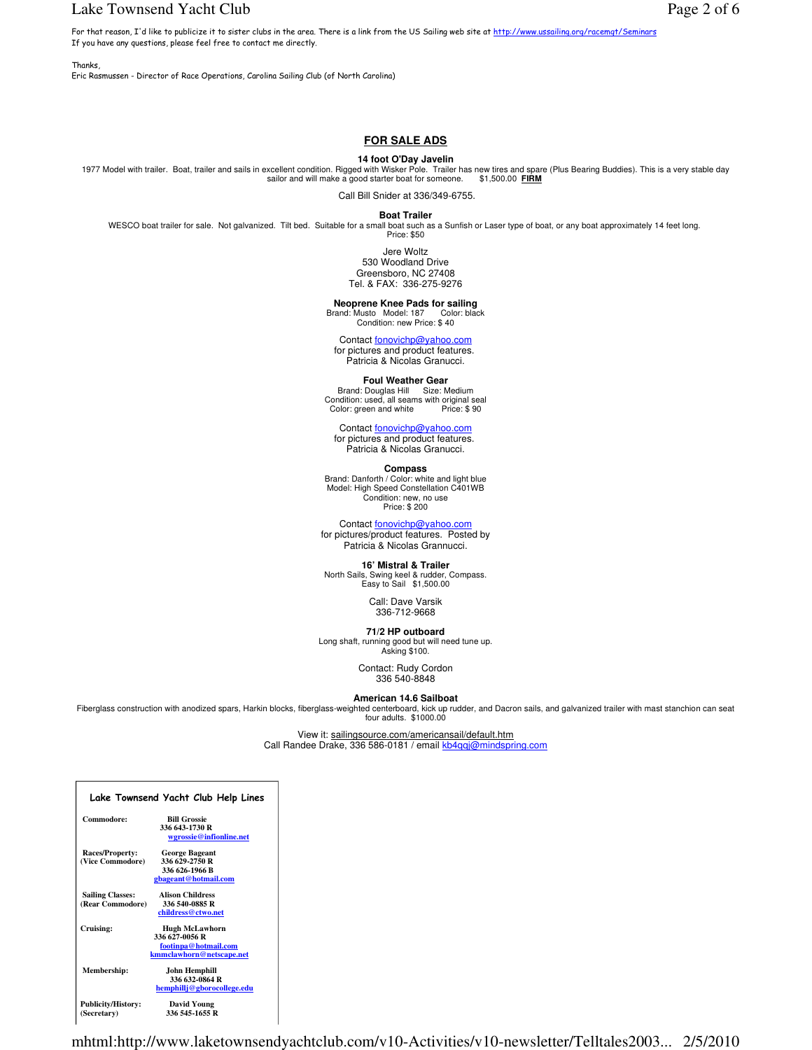For that reason, I'd like to publicize it to sister clubs in the area. There is a link from the US Sailing web site at http://www.ussailing.org/racemgt/Seminars
If you have any questions, please feel free to contact me directly.

Thanks,
Eric Rasmussen - Director of Race Operations, Carolina Sailing Club (of North Carolina)

## FOR SALE ADS

### 14 foot O'Day Javelin

1977 Model with trailer. Boat, trailer and sails in excellent condition. Rigged with Wisker Pole. Trailer has new tires and spare (Plus Bearing Buddies). This is a very stable day sailor and will make a good starter boat for someone. $1,500.00 **FIRM**

Call Bill Snider at 336/349-6755.

### Boat Trailer

WESCO boat trailer for sale. Not galvanized. Tilt bed. Suitable for a small boat such as a Sunfish or Laser type of boat, or any boat approximately 14 feet long.
Price: $50

Jere Woltz
530 Woodland Drive
Greensboro, NC 27408
Tel. & FAX: 336-275-9276

### Neoprene Knee Pads for sailing

Brand: Musto Model: 187 Color: black
Condition: new Price: $ 40

Contact fonovichp@yahoo.com
for pictures and product features.
Patricia & Nicolas Granucci.

### Foul Weather Gear

Brand: Douglas Hill Size: Medium
Condition: used, all seams with original seal
Color: green and white Price: $ 90

Contact fonovichp@yahoo.com
for pictures and product features.
Patricia & Nicolas Granucci.

### Compass

Brand: Danforth / Color: white and light blue
Model: High Speed Constellation C401WB
Condition: new, no use
Price: $ 200

Contact fonovichp@yahoo.com
for pictures/product features. Posted by
Patricia & Nicolas Grannucci.

### 16' Mistral & Trailer

North Sails, Swing keel & rudder, Compass.
Easy to Sail $1,500.00

Call: Dave Varsik
336-712-9668

### 71/2 HP outboard

Long shaft, running good but will need tune up.
Asking $100.

Contact: Rudy Cordon
336 540-8848

### American 14.6 Sailboat

Fiberglass construction with anodized spars, Harkin blocks, fiberglass-weighted centerboard, kick up rudder, and Dacron sails, and galvanized trailer with mast stanchion can seat four adults. $1000.00

View it: sailingsource.com/americansail/default.htm
Call Randee Drake, 336 586-0181 / email kb4qqj@mindspring.com

### Lake Townsend Yacht Club Help Lines

| | |
|---|---|
| **Commodore:** | **Bill Grossie**<br>336 643-1730 R<br>wgrossie@infionline.net |
| **Races/Property:**<br>**(Vice Commodore)** | **George Bageant**<br>336 629-2750 R<br>336 626-1966 B<br>gbageant@hotmail.com |
| **Sailing Classes:**<br>**(Rear Commodore)** | **Alison Childress**<br>336 540-0885 R<br>childress@ctwo.net |
| **Cruising:** | **Hugh McLawhorn**<br>336 627-0056 R<br>footinpa@hotmail.com<br>kmmclawhorn@netscape.net |
| **Membership:** | **John Hemphill**<br>336 632-0864 R<br>hemphillj@gborocollege.edu |
| **Publicity/History:**<br>**(Secretary)** | **David Young**<br>336 545-1655 R |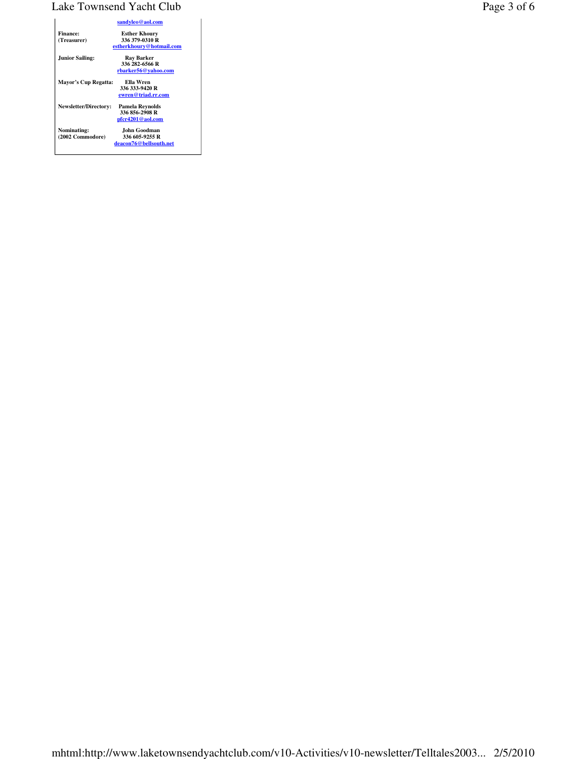| | |
|---|---|
| | sandyleo@aol.com |
| **Finance:** (Treasurer) | **Esther Khoury** 336 379-0310 R estherkhoury@hotmail.com |
| **Junior Sailing:** | **Ray Barker** 336 282-6566 R rbarker56@yahoo.com |
| **Mayor's Cup Regatta:** | **Ella Wren** 336 333-9420 R ewren@triad.rr.com |
| **Newsletter/Directory:** | **Pamela Reynolds** 336 856-2908 R pfcr4201@aol.com |
| **Nominating:** (2002 Commodore) | **John Goodman** 336 605-9255 R deacon76@bellsouth.net |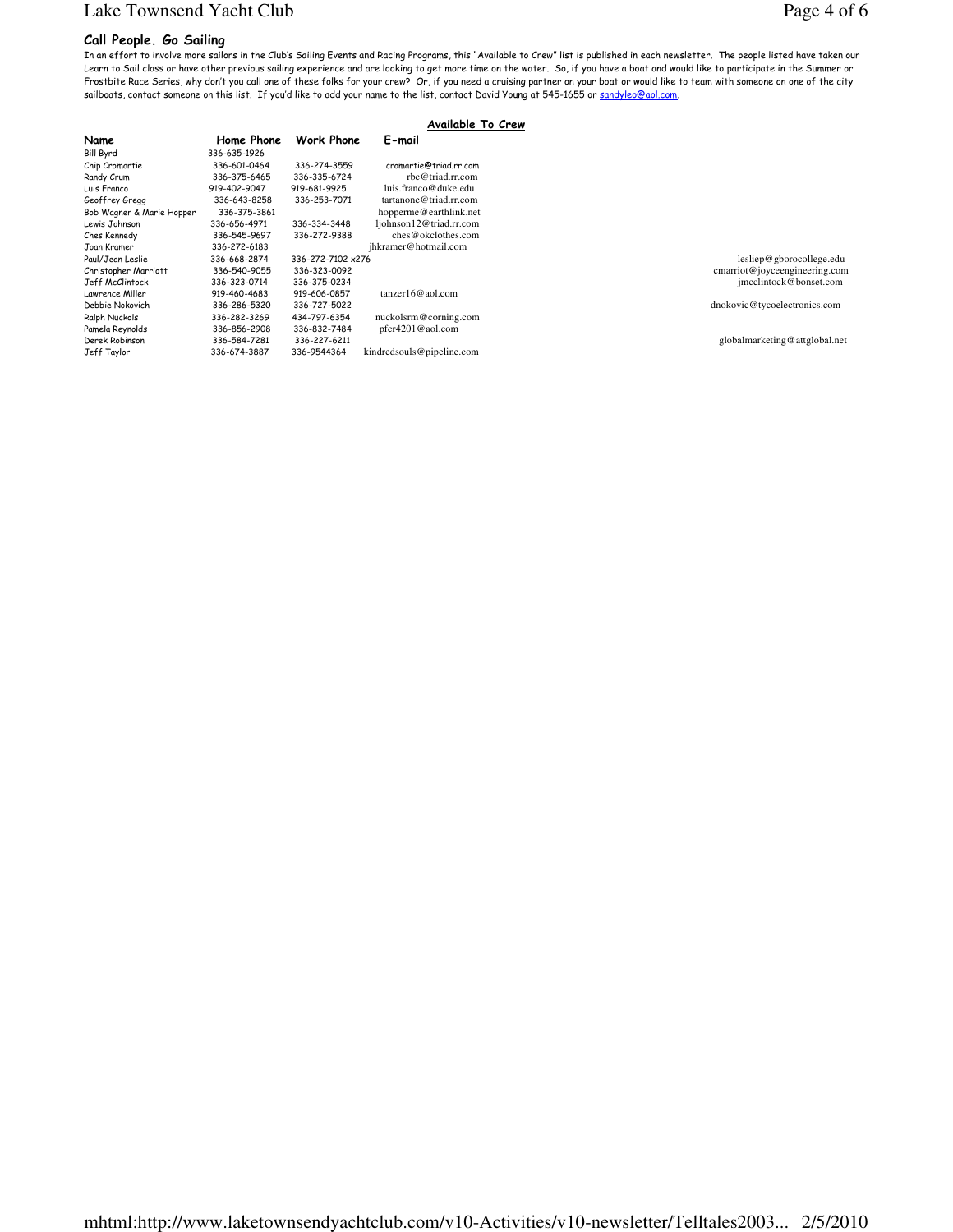### Call People. Go Sailing

In an effort to involve more sailors in the Club's Sailing Events and Racing Programs, this "Available to Crew" list is published in each newsletter. The people listed have taken our Learn to Sail class or have other previous sailing experience and are looking to get more time on the water. So, if you have a boat and would like to participate in the Summer or Frostbite Race Series, why don't you call one of these folks for your crew? Or, if you need a cruising partner on your boat or would like to team with someone on one of the city sailboats, contact someone on this list. If you'd like to add your name to the list, contact David Young at 545-1655 or sandyleo@aol.com.

**Available To Crew**

| Name | Home Phone | Work Phone | E-mail |
|---|---|---|---|
| Bill Byrd | 336-635-1926 | | |
| Chip Cromartie | 336-601-0464 | 336-274-3559 | cromartie@triad.rr.com |
| Randy Crum | 336-375-6465 | 336-335-6724 | rbc@triad.rr.com |
| Luis Franco | 919-402-9047 | 919-681-9925 | luis.franco@duke.edu |
| Geoffrey Gregg | 336-643-8258 | 336-253-7071 | tartanone@triad.rr.com |
| Bob Wagner & Marie Hopper | 336-375-3861 | | hopperme@earthlink.net |
| Lewis Johnson | 336-656-4971 | 336-334-3448 | ljohnson12@triad.rr.com |
| Ches Kennedy | 336-545-9697 | 336-272-9388 | ches@okclothes.com |
| Joan Kramer | 336-272-6183 | | jhkramer@hotmail.com |
| Paul/Jean Leslie | 336-668-2874 | 336-272-7102 x276 | lesliep@gborocollege.edu |
| Christopher Marriott | 336-540-9055 | 336-323-0092 | cmarriot@joyceengineering.com |
| Jeff McClintock | 336-323-0714 | 336-375-0234 | jmcclintock@bonset.com |
| Lawrence Miller | 919-460-4683 | 919-606-0857 | tanzer16@aol.com |
| Debbie Nokovich | 336-286-5320 | 336-727-5022 | dnokovic@tycoelectronics.com |
| Ralph Nuckols | 336-282-3269 | 434-797-6354 | nuckolsrm@corning.com |
| Pamela Reynolds | 336-856-2908 | 336-832-7484 | pfcr4201@aol.com |
| Derek Robinson | 336-584-7281 | 336-227-6211 | globalmarketing@attglobal.net |
| Jeff Taylor | 336-674-3887 | 336-9544364 | kindredsouls@pipeline.com |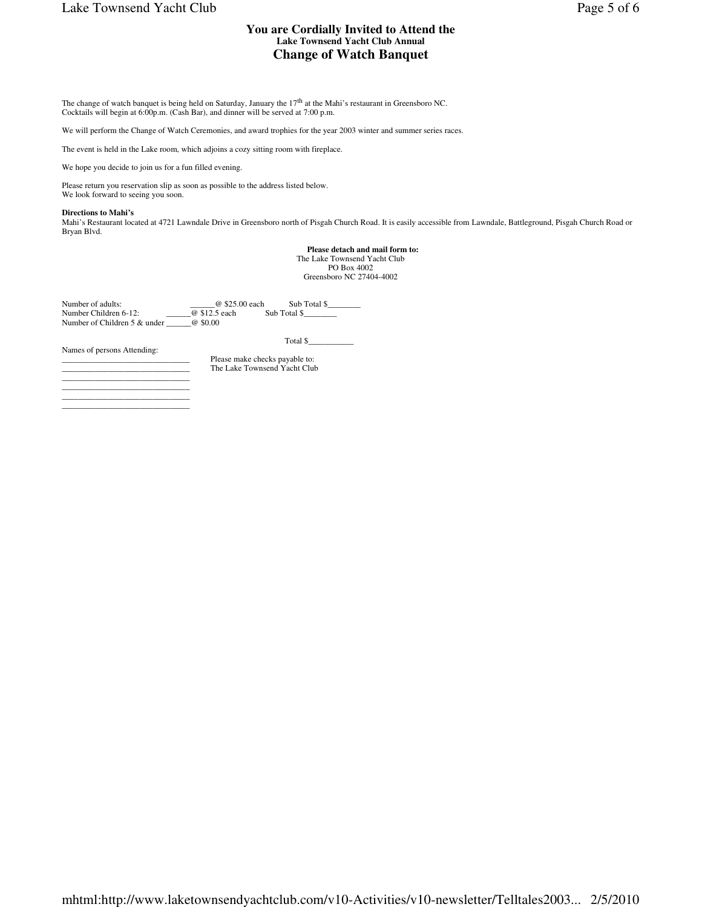# You are Cordially Invited to Attend the
### Lake Townsend Yacht Club Annual
# Change of Watch Banquet

The change of watch banquet is being held on Saturday, January the 17th at the Mahi's restaurant in Greensboro NC.
Cocktails will begin at 6:00p.m. (Cash Bar), and dinner will be served at 7:00 p.m.

We will perform the Change of Watch Ceremonies, and award trophies for the year 2003 winter and summer series races.

The event is held in the Lake room, which adjoins a cozy sitting room with fireplace.

We hope you decide to join us for a fun filled evening.

Please return you reservation slip as soon as possible to the address listed below.
We look forward to seeing you soon.

**Directions to Mahi's**
Mahi's Restaurant located at 4721 Lawndale Drive in Greensboro north of Pisgah Church Road. It is easily accessible from Lawndale, Battleground, Pisgah Church Road or Bryan Blvd.

**Please detach and mail form to:**
The Lake Townsend Yacht Club
PO Box 4002
Greensboro NC 27404-4002

Number of adults: ______@ $25.00 each Sub Total $________
Number Children 6-12: ______@ $12.5 each Sub Total $________
Number of Children 5 & under ______@ $0.00

Total $___________

Names of persons Attending:
______________________________
______________________________
______________________________
______________________________
______________________________

Please make checks payable to:
The Lake Townsend Yacht Club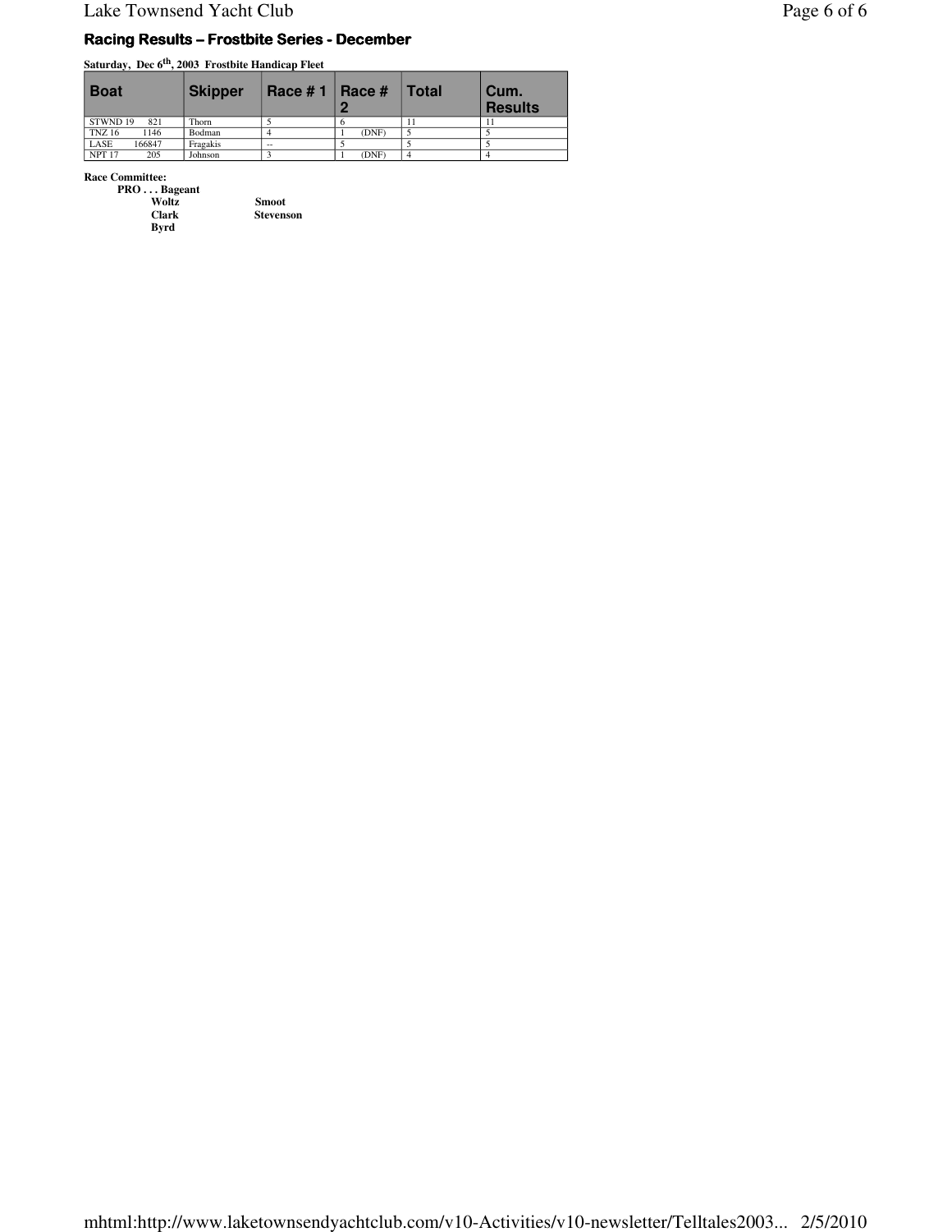## Racing Results – Frostbite Series - December

**Saturday, Dec 6th, 2003 Frostbite Handicap Fleet**

| Boat | Skipper | Race # 1 | Race # 2 | Total | Cum. Results |
|---|---|---|---|---|---|
| STWND 19 821 | Thorn | 5 | 6 | 11 | 11 |
| TNZ 16 1146 | Bodman | 4 | 1 (DNF) | 5 | 5 |
| LASE 166847 | Fragakis | -- | 5 | 5 | 5 |
| NPT 17 205 | Johnson | 3 | 1 (DNF) | 4 | 4 |

**Race Committee:**

**PRO . . . Bageant**

**Woltz** **Smoot**
**Clark** **Stevenson**
**Byrd**